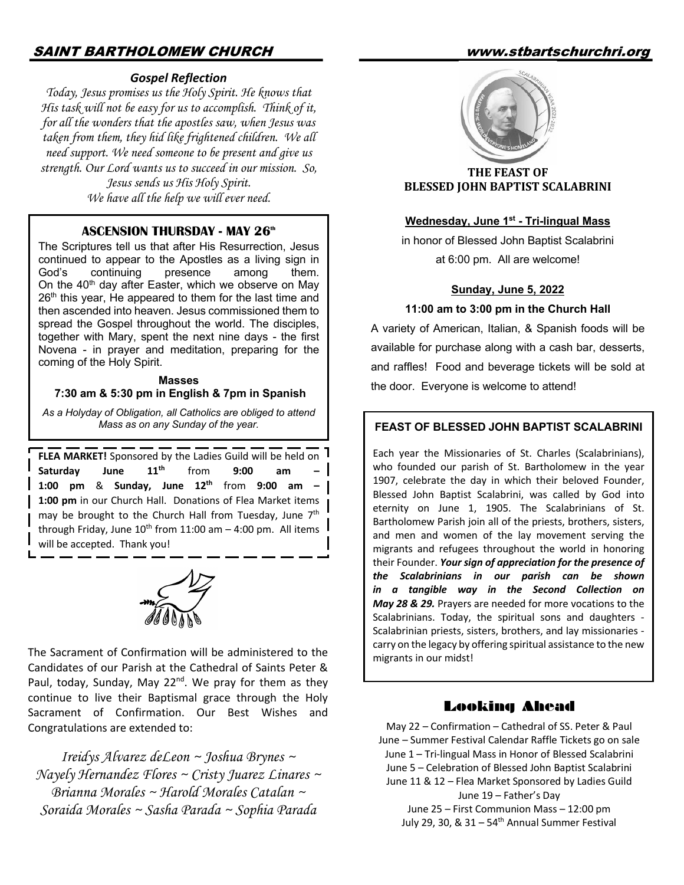## Gospel Reflection

*Today, Jesus promises us the Holy Spirit. He knows that His task will not be easy for us to accomplish. Think of it, for all the wonders that the apostles saw, when Jesus was taken from them, they hid like frightened children. We all need support. We need someone to be present and give us strength. Our Lord wants us to succeed in our mission. So, Jesus sends us His Holy Spirit. We have all the help we will ever need.*

## ASCENSION THURSDAY - MAY 26th

The Scriptures tell us that after His Resurrection, Jesus continued to appear to the Apostles as a living sign in God's continuing presence among them. On the 40th day after Easter, which we observe on May 26th this year, He appeared to them for the last time and then ascended into heaven. Jesus commissioned them to spread the Gospel throughout the world. The disciples, together with Mary, spent the next nine days - the first Novena - in prayer and meditation, preparing for the coming of the Holy Spirit.

**Masses**
**7:30 am & 5:30 pm in English & 7pm in Spanish**

*As a Holyday of Obligation, all Catholics are obliged to attend Mass as on any Sunday of the year.*

**FLEA MARKET!** Sponsored by the Ladies Guild will be held on **Saturday June 11th** from **9:00 am – 1:00 pm** & **Sunday, June 12th** from **9:00 am – 1:00 pm** in our Church Hall. Donations of Flea Market items may be brought to the Church Hall from Tuesday, June 7th through Friday, June 10th from 11:00 am – 4:00 pm. All items will be accepted. Thank you!

The Sacrament of Confirmation will be administered to the Candidates of our Parish at the Cathedral of Saints Peter & Paul, today, Sunday, May 22nd. We pray for them as they continue to live their Baptismal grace through the Holy Sacrament of Confirmation. Our Best Wishes and Congratulations are extended to:

*Ireidys Alvarez deLeon ~ Joshua Brynes ~ Nayely Hernandez Flores ~ Cristy Juarez Linares ~ Brianna Morales ~ Harold Morales Catalan ~ Soraida Morales ~ Sasha Parada ~ Sophia Parada*

## THE FEAST OF BLESSED JOHN BAPTIST SCALABRINI

**Wednesday, June 1st - Tri-lingual Mass**

in honor of Blessed John Baptist Scalabrini at 6:00 pm. All are welcome!

**Sunday, June 5, 2022**

**11:00 am to 3:00 pm in the Church Hall**

A variety of American, Italian, & Spanish foods will be available for purchase along with a cash bar, desserts, and raffles! Food and beverage tickets will be sold at the door. Everyone is welcome to attend!

## FEAST OF BLESSED JOHN BAPTIST SCALABRINI

Each year the Missionaries of St. Charles (Scalabrinians), who founded our parish of St. Bartholomew in the year 1907, celebrate the day in which their beloved Founder, Blessed John Baptist Scalabrini, was called by God into eternity on June 1, 1905. The Scalabrinians of St. Bartholomew Parish join all of the priests, brothers, sisters, and men and women of the lay movement serving the migrants and refugees throughout the world in honoring their Founder. ***Your sign of appreciation for the presence of the Scalabrinians in our parish can be shown in a tangible way in the Second Collection on May 28 & 29.*** Prayers are needed for more vocations to the Scalabrinians. Today, the spiritual sons and daughters - Scalabrinian priests, sisters, brothers, and lay missionaries - carry on the legacy by offering spiritual assistance to the new migrants in our midst!

## Looking Ahead

May 22 – Confirmation – Cathedral of SS. Peter & Paul
June – Summer Festival Calendar Raffle Tickets go on sale
June 1 – Tri-lingual Mass in Honor of Blessed Scalabrini
June 5 – Celebration of Blessed John Baptist Scalabrini
June 11 & 12 – Flea Market Sponsored by Ladies Guild
June 19 – Father's Day
June 25 – First Communion Mass – 12:00 pm
July 29, 30, & 31 – 54th Annual Summer Festival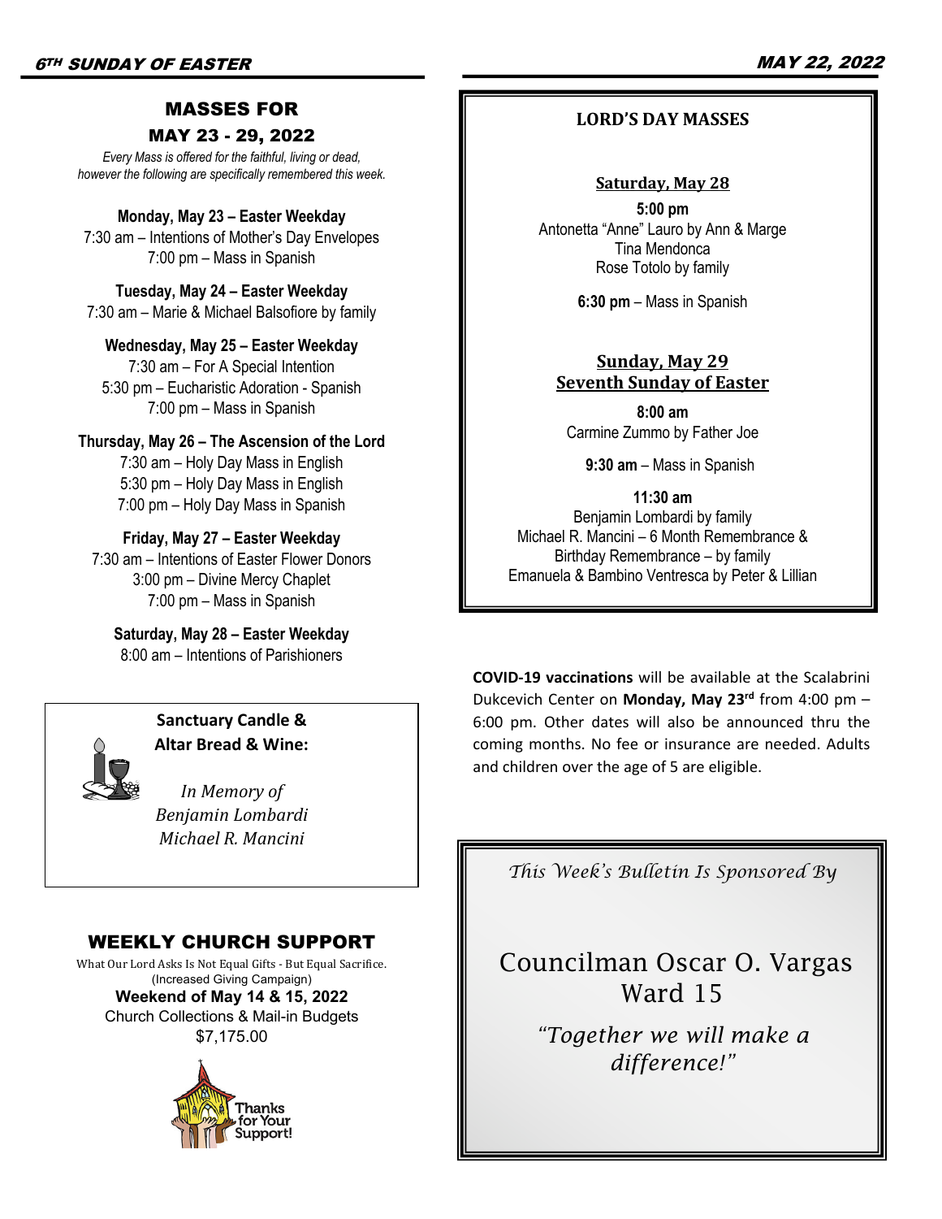## MASSES FOR MAY 23 - 29, 2022

*Every Mass is offered for the faithful, living or dead, however the following are specifically remembered this week.*

**Monday, May 23 – Easter Weekday**
7:30 am – Intentions of Mother's Day Envelopes
7:00 pm – Mass in Spanish

**Tuesday, May 24 – Easter Weekday**
7:30 am – Marie & Michael Balsofiore by family

**Wednesday, May 25 – Easter Weekday**
7:30 am – For A Special Intention
5:30 pm – Eucharistic Adoration - Spanish
7:00 pm – Mass in Spanish

**Thursday, May 26 – The Ascension of the Lord**
7:30 am – Holy Day Mass in English
5:30 pm – Holy Day Mass in English
7:00 pm – Holy Day Mass in Spanish

**Friday, May 27 – Easter Weekday**
7:30 am – Intentions of Easter Flower Donors
3:00 pm – Divine Mercy Chaplet
7:00 pm – Mass in Spanish

**Saturday, May 28 – Easter Weekday**
8:00 am – Intentions of Parishioners

**Sanctuary Candle & Altar Bread & Wine:**

*In Memory of*
*Benjamin Lombardi*
*Michael R. Mancini*

## WEEKLY CHURCH SUPPORT

What Our Lord Asks Is Not Equal Gifts - But Equal Sacrifice.
(Increased Giving Campaign)

**Weekend of May 14 & 15, 2022**
Church Collections & Mail-in Budgets
$7,175.00

Thanks for Your Support!

## LORD'S DAY MASSES

**Saturday, May 28**

**5:00 pm**
Antonetta "Anne" Lauro by Ann & Marge
Tina Mendonca
Rose Totolo by family

**6:30 pm** – Mass in Spanish

**Sunday, May 29**
**Seventh Sunday of Easter**

**8:00 am**
Carmine Zummo by Father Joe

**9:30 am** – Mass in Spanish

**11:30 am**
Benjamin Lombardi by family
Michael R. Mancini – 6 Month Remembrance & Birthday Remembrance – by family
Emanuela & Bambino Ventresca by Peter & Lillian

**COVID-19 vaccinations** will be available at the Scalabrini Dukcevich Center on **Monday, May 23rd** from 4:00 pm – 6:00 pm. Other dates will also be announced thru the coming months. No fee or insurance are needed. Adults and children over the age of 5 are eligible.

*This Week's Bulletin Is Sponsored By*

Councilman Oscar O. Vargas
Ward 15

*"Together we will make a difference!"*